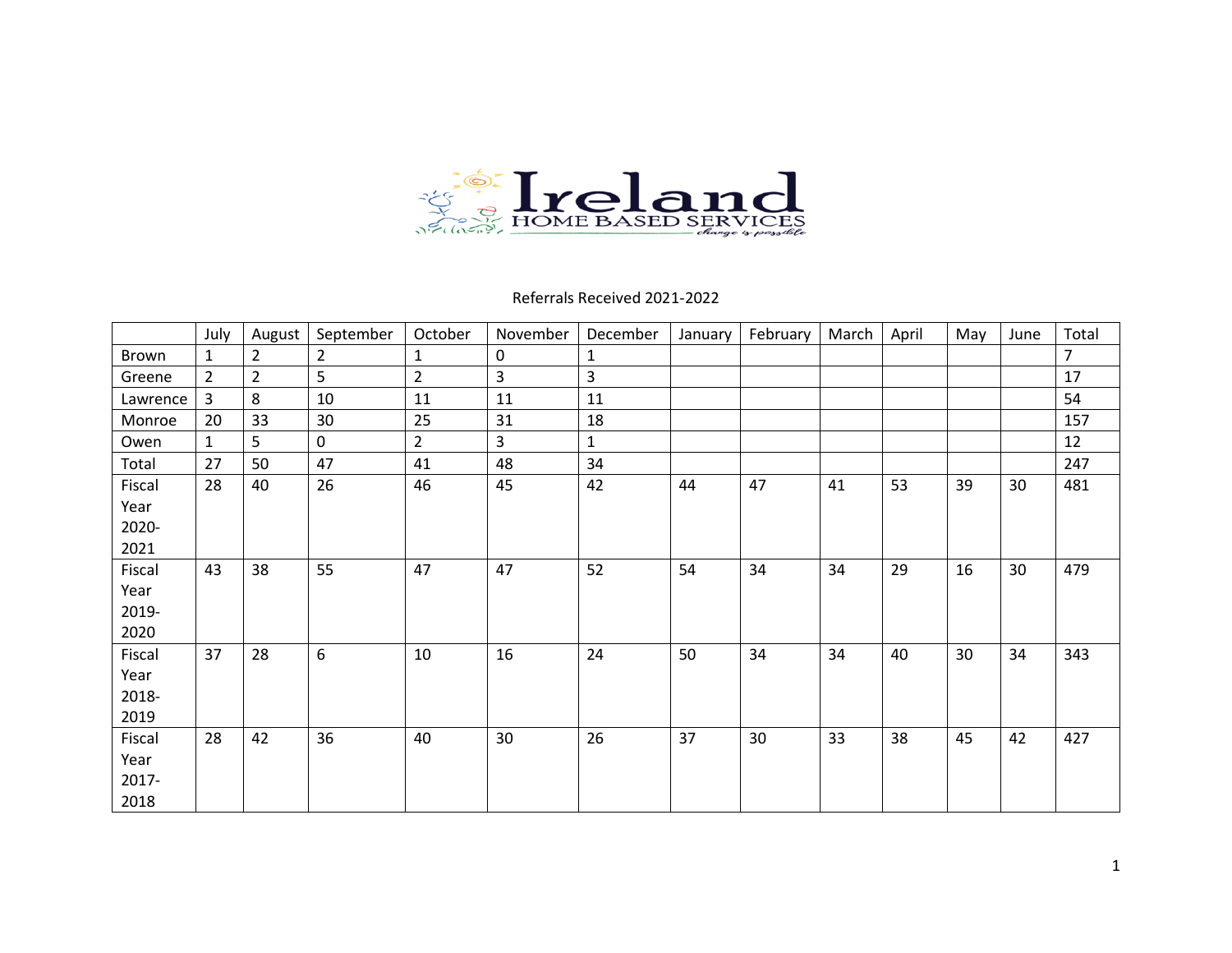Ireland HOME BASED SERVICES

*change is possible*

Referrals Received 2021-2022

| | July | August | September | October | November | December | January | February | March | April | May | June | Total |
|---|---|---|---|---|---|---|---|---|---|---|---|---|---|
| Brown | 1 | 2 | 2 | 1 | 0 | 1 | | | | | | | 7 |
| Greene | 2 | 2 | 5 | 2 | 3 | 3 | | | | | | | 17 |
| Lawrence | 3 | 8 | 10 | 11 | 11 | 11 | | | | | | | 54 |
| Monroe | 20 | 33 | 30 | 25 | 31 | 18 | | | | | | | 157 |
| Owen | 1 | 5 | 0 | 2 | 3 | 1 | | | | | | | 12 |
| Total | 27 | 50 | 47 | 41 | 48 | 34 | | | | | | | 247 |
| Fiscal Year 2020-2021 | 28 | 40 | 26 | 46 | 45 | 42 | 44 | 47 | 41 | 53 | 39 | 30 | 481 |
| Fiscal Year 2019-2020 | 43 | 38 | 55 | 47 | 47 | 52 | 54 | 34 | 34 | 29 | 16 | 30 | 479 |
| Fiscal Year 2018-2019 | 37 | 28 | 6 | 10 | 16 | 24 | 50 | 34 | 34 | 40 | 30 | 34 | 343 |
| Fiscal Year 2017-2018 | 28 | 42 | 36 | 40 | 30 | 26 | 37 | 30 | 33 | 38 | 45 | 42 | 427 |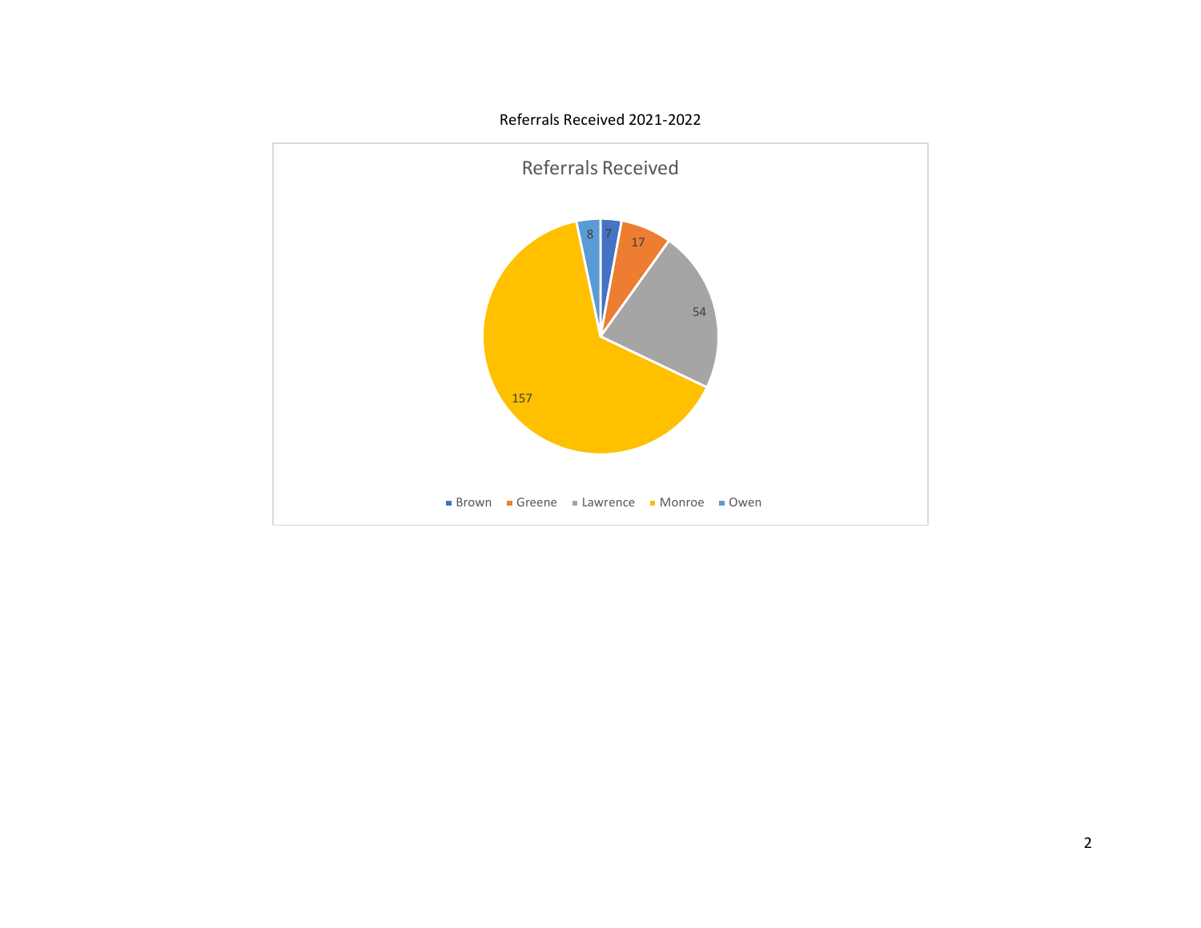Referrals Received 2021-2022

**Referrals Received**

| County | Referrals |
| --- | --- |
| Brown | 7 |
| Greene | 17 |
| Lawrence | 54 |
| Monroe | 157 |
| Owen | 8 |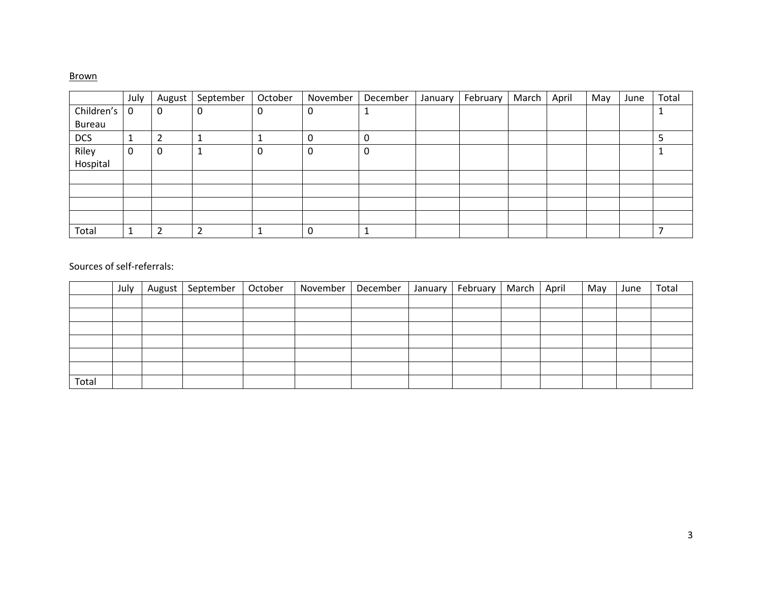Brown

| | July | August | September | October | November | December | January | February | March | April | May | June | Total |
|---|---|---|---|---|---|---|---|---|---|---|---|---|---|
| Children's Bureau | 0 | 0 | 0 | 0 | 0 | 1 | | | | | | | 1 |
| DCS | 1 | 2 | 1 | 1 | 0 | 0 | | | | | | | 5 |
| Riley Hospital | 0 | 0 | 1 | 0 | 0 | 0 | | | | | | | 1 |
| | | | | | | | | | | | | | |
| | | | | | | | | | | | | | |
| | | | | | | | | | | | | | |
| | | | | | | | | | | | | | |
| Total | 1 | 2 | 2 | 1 | 0 | 1 | | | | | | | 7 |

Sources of self-referrals:

| | July | August | September | October | November | December | January | February | March | April | May | June | Total |
|---|---|---|---|---|---|---|---|---|---|---|---|---|---|
| | | | | | | | | | | | | | |
| | | | | | | | | | | | | | |
| | | | | | | | | | | | | | |
| | | | | | | | | | | | | | |
| | | | | | | | | | | | | | |
| | | | | | | | | | | | | | |
| Total | | | | | | | | | | | | | |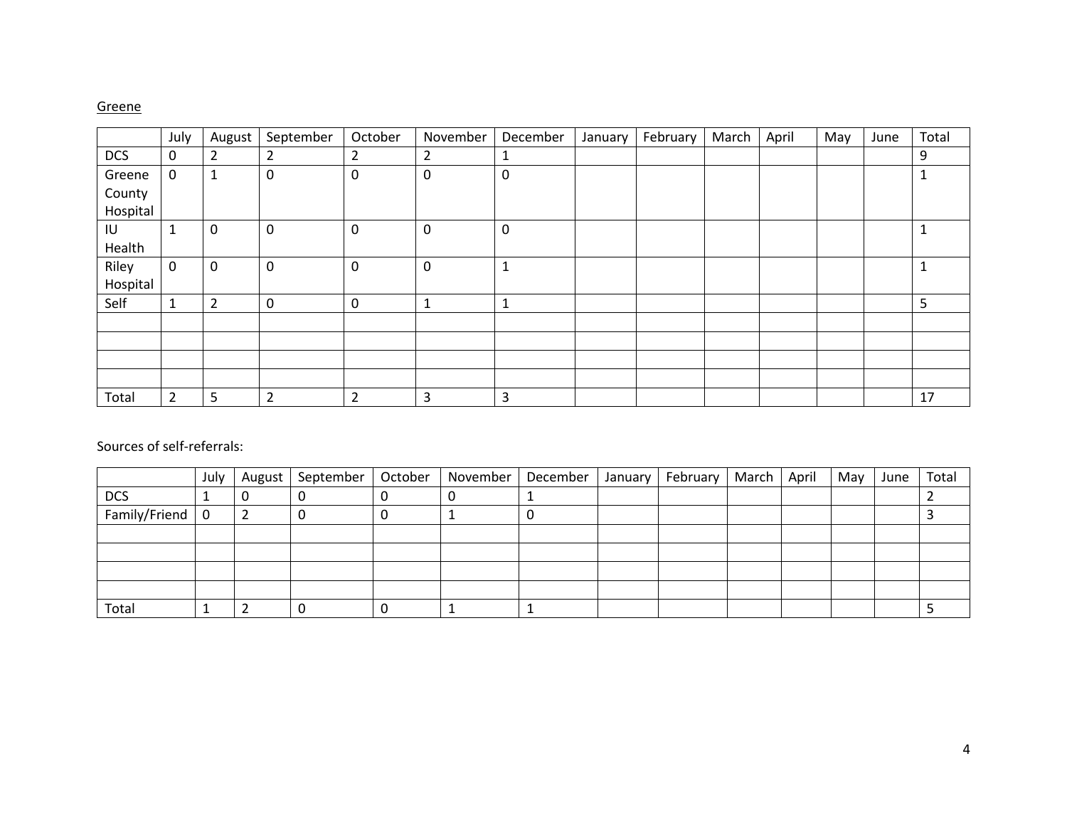Greene

| | July | August | September | October | November | December | January | February | March | April | May | June | Total |
|---|---|---|---|---|---|---|---|---|---|---|---|---|---|
| DCS | 0 | 2 | 2 | 2 | 2 | 1 | | | | | | | 9 |
| Greene County Hospital | 0 | 1 | 0 | 0 | 0 | 0 | | | | | | | 1 |
| IU Health | 1 | 0 | 0 | 0 | 0 | 0 | | | | | | | 1 |
| Riley Hospital | 0 | 0 | 0 | 0 | 0 | 1 | | | | | | | 1 |
| Self | 1 | 2 | 0 | 0 | 1 | 1 | | | | | | | 5 |
| | | | | | | | | | | | | | |
| | | | | | | | | | | | | | |
| | | | | | | | | | | | | | |
| | | | | | | | | | | | | | |
| Total | 2 | 5 | 2 | 2 | 3 | 3 | | | | | | | 17 |

Sources of self-referrals:

| | July | August | September | October | November | December | January | February | March | April | May | June | Total |
|---|---|---|---|---|---|---|---|---|---|---|---|---|---|
| DCS | 1 | 0 | 0 | 0 | 0 | 1 | | | | | | | 2 |
| Family/Friend | 0 | 2 | 0 | 0 | 1 | 0 | | | | | | | 3 |
| | | | | | | | | | | | | | |
| | | | | | | | | | | | | | |
| | | | | | | | | | | | | | |
| | | | | | | | | | | | | | |
| Total | 1 | 2 | 0 | 0 | 1 | 1 | | | | | | | 5 |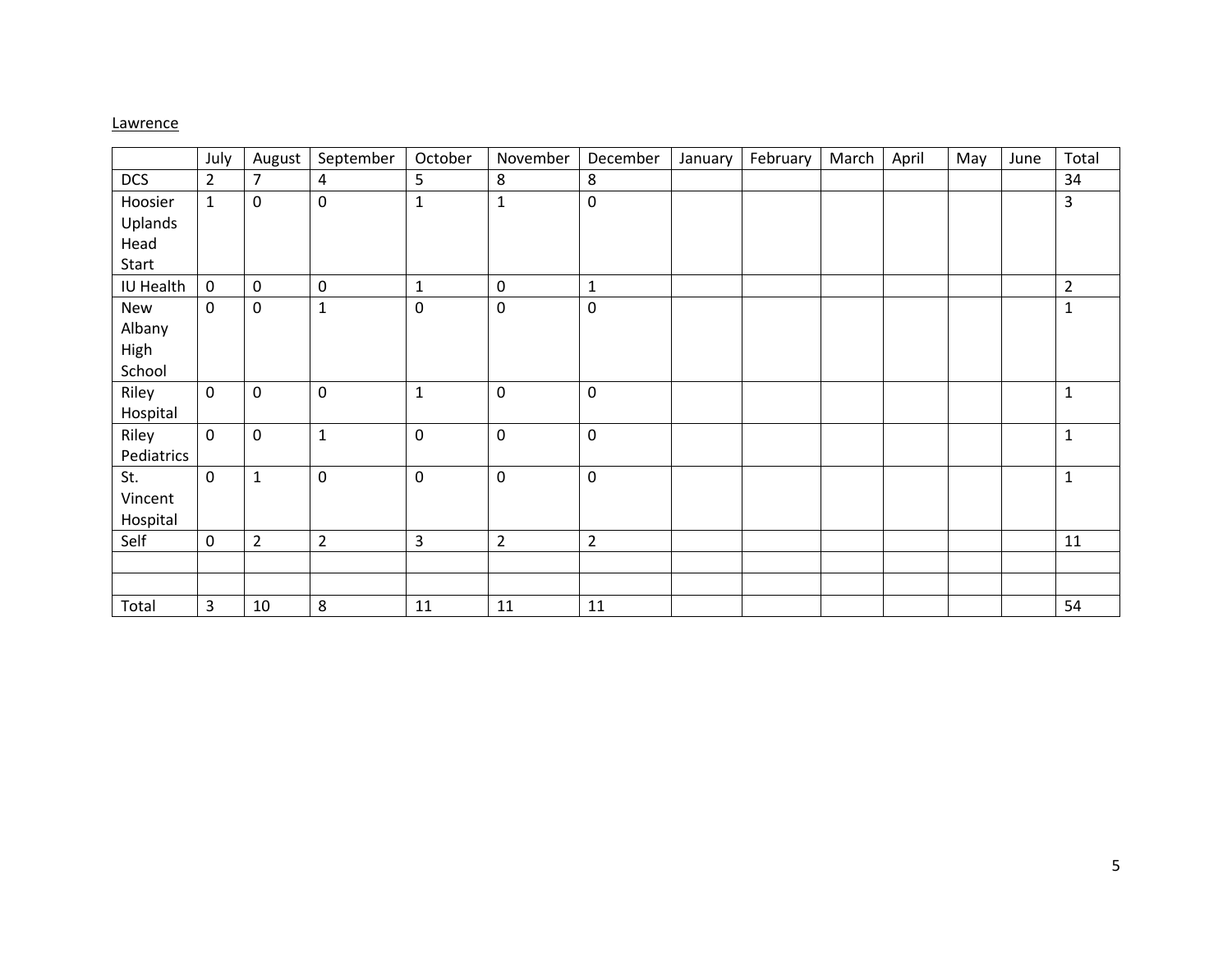Lawrence

| | July | August | September | October | November | December | January | February | March | April | May | June | Total |
|---|---|---|---|---|---|---|---|---|---|---|---|---|---|
| DCS | 2 | 7 | 4 | 5 | 8 | 8 | | | | | | | 34 |
| Hoosier Uplands Head Start | 1 | 0 | 0 | 1 | 1 | 0 | | | | | | | 3 |
| IU Health | 0 | 0 | 0 | 1 | 0 | 1 | | | | | | | 2 |
| New Albany High School | 0 | 0 | 1 | 0 | 0 | 0 | | | | | | | 1 |
| Riley Hospital | 0 | 0 | 0 | 1 | 0 | 0 | | | | | | | 1 |
| Riley Pediatrics | 0 | 0 | 1 | 0 | 0 | 0 | | | | | | | 1 |
| St. Vincent Hospital | 0 | 1 | 0 | 0 | 0 | 0 | | | | | | | 1 |
| Self | 0 | 2 | 2 | 3 | 2 | 2 | | | | | | | 11 |
| | | | | | | | | | | | | | |
| | | | | | | | | | | | | | |
| Total | 3 | 10 | 8 | 11 | 11 | 11 | | | | | | | 54 |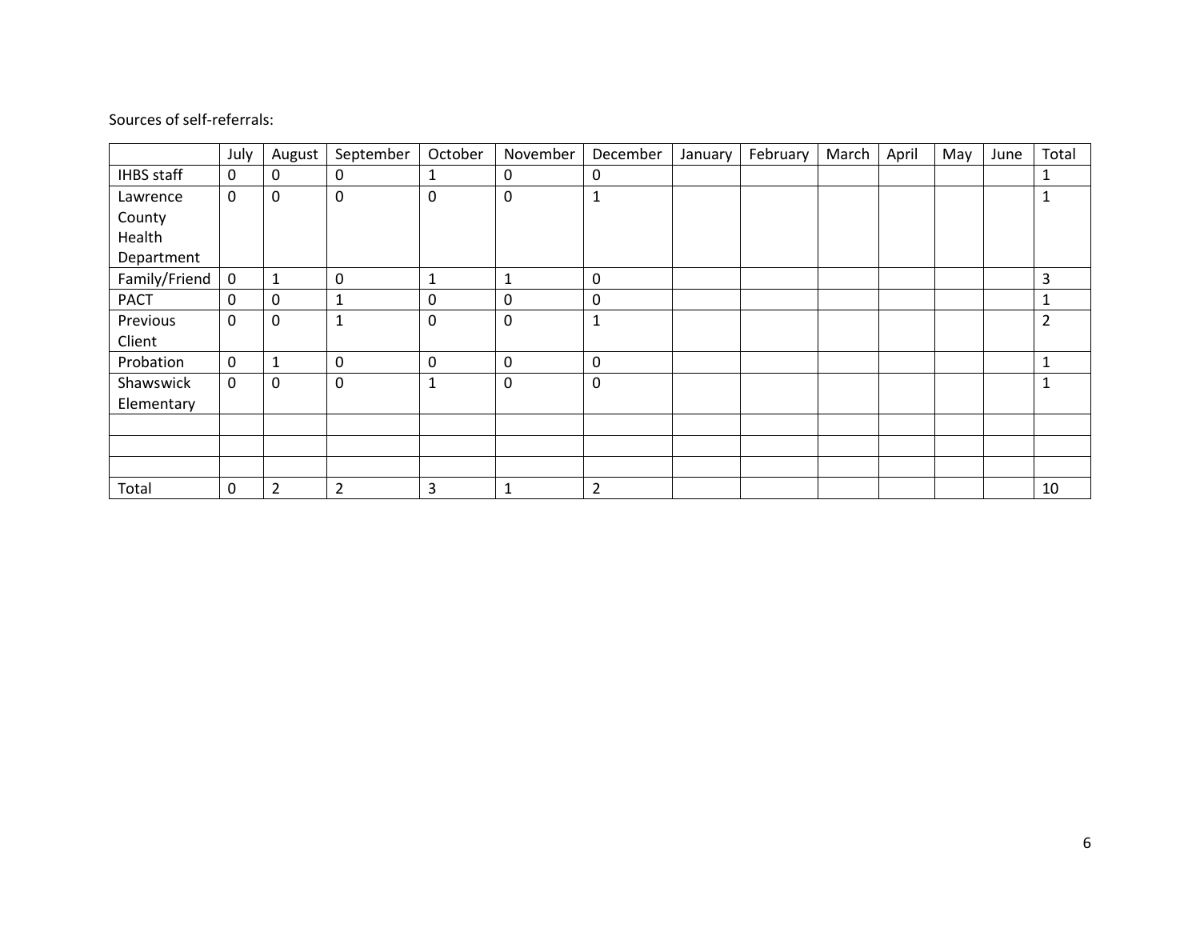Sources of self-referrals:

| | July | August | September | October | November | December | January | February | March | April | May | June | Total |
|---|---|---|---|---|---|---|---|---|---|---|---|---|---|
| IHBS staff | 0 | 0 | 0 | 1 | 0 | 0 | | | | | | | 1 |
| Lawrence County Health Department | 0 | 0 | 0 | 0 | 0 | 1 | | | | | | | 1 |
| Family/Friend | 0 | 1 | 0 | 1 | 1 | 0 | | | | | | | 3 |
| PACT | 0 | 0 | 1 | 0 | 0 | 0 | | | | | | | 1 |
| Previous Client | 0 | 0 | 1 | 0 | 0 | 1 | | | | | | | 2 |
| Probation | 0 | 1 | 0 | 0 | 0 | 0 | | | | | | | 1 |
| Shawswick Elementary | 0 | 0 | 0 | 1 | 0 | 0 | | | | | | | 1 |
| | | | | | | | | | | | | | |
| | | | | | | | | | | | | | |
| | | | | | | | | | | | | | |
| Total | 0 | 2 | 2 | 3 | 1 | 2 | | | | | | | 10 |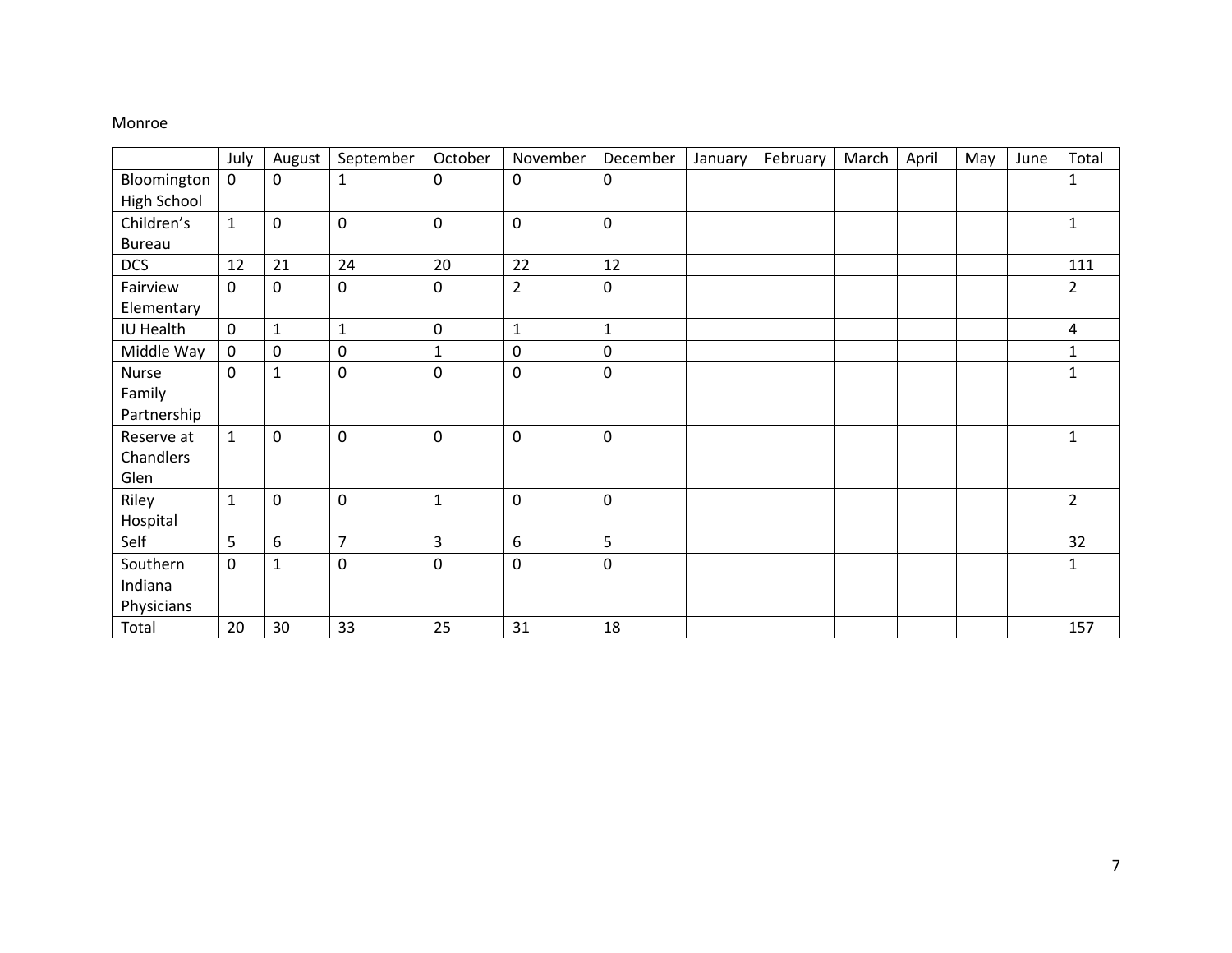Monroe

| | July | August | September | October | November | December | January | February | March | April | May | June | Total |
|---|---|---|---|---|---|---|---|---|---|---|---|---|---|
| Bloomington High School | 0 | 0 | 1 | 0 | 0 | 0 | | | | | | | 1 |
| Children's Bureau | 1 | 0 | 0 | 0 | 0 | 0 | | | | | | | 1 |
| DCS | 12 | 21 | 24 | 20 | 22 | 12 | | | | | | | 111 |
| Fairview Elementary | 0 | 0 | 0 | 0 | 2 | 0 | | | | | | | 2 |
| IU Health | 0 | 1 | 1 | 0 | 1 | 1 | | | | | | | 4 |
| Middle Way | 0 | 0 | 0 | 1 | 0 | 0 | | | | | | | 1 |
| Nurse Family Partnership | 0 | 1 | 0 | 0 | 0 | 0 | | | | | | | 1 |
| Reserve at Chandlers Glen | 1 | 0 | 0 | 0 | 0 | 0 | | | | | | | 1 |
| Riley Hospital | 1 | 0 | 0 | 1 | 0 | 0 | | | | | | | 2 |
| Self | 5 | 6 | 7 | 3 | 6 | 5 | | | | | | | 32 |
| Southern Indiana Physicians | 0 | 1 | 0 | 0 | 0 | 0 | | | | | | | 1 |
| Total | 20 | 30 | 33 | 25 | 31 | 18 | | | | | | | 157 |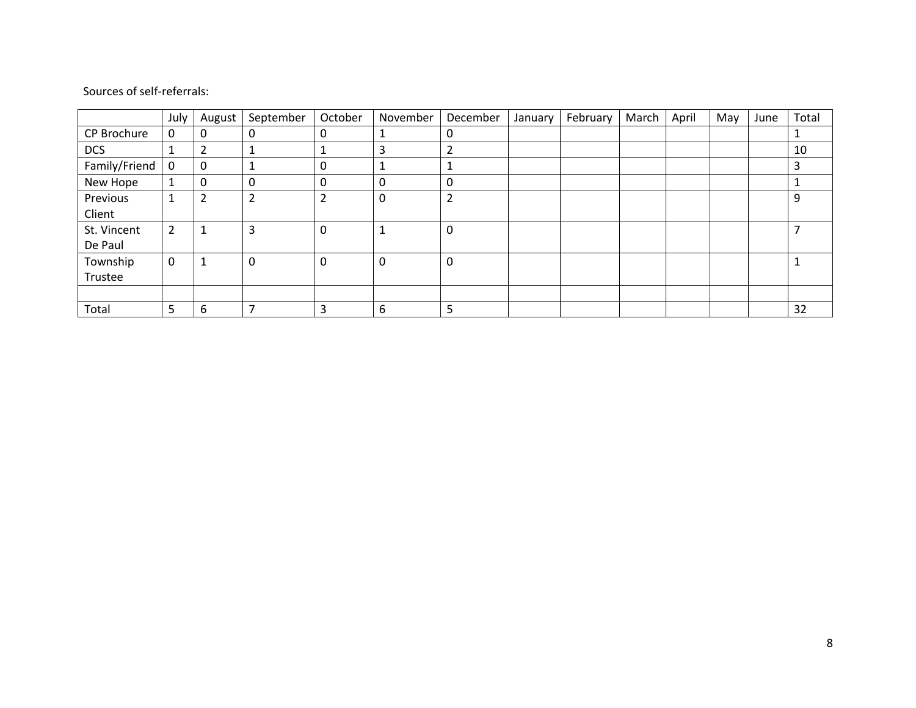Sources of self-referrals:

| | July | August | September | October | November | December | January | February | March | April | May | June | Total |
|---|---|---|---|---|---|---|---|---|---|---|---|---|---|
| CP Brochure | 0 | 0 | 0 | 0 | 1 | 0 | | | | | | | 1 |
| DCS | 1 | 2 | 1 | 1 | 3 | 2 | | | | | | | 10 |
| Family/Friend | 0 | 0 | 1 | 0 | 1 | 1 | | | | | | | 3 |
| New Hope | 1 | 0 | 0 | 0 | 0 | 0 | | | | | | | 1 |
| Previous Client | 1 | 2 | 2 | 2 | 0 | 2 | | | | | | | 9 |
| St. Vincent De Paul | 2 | 1 | 3 | 0 | 1 | 0 | | | | | | | 7 |
| Township Trustee | 0 | 1 | 0 | 0 | 0 | 0 | | | | | | | 1 |
| | | | | | | | | | | | | | |
| Total | 5 | 6 | 7 | 3 | 6 | 5 | | | | | | | 32 |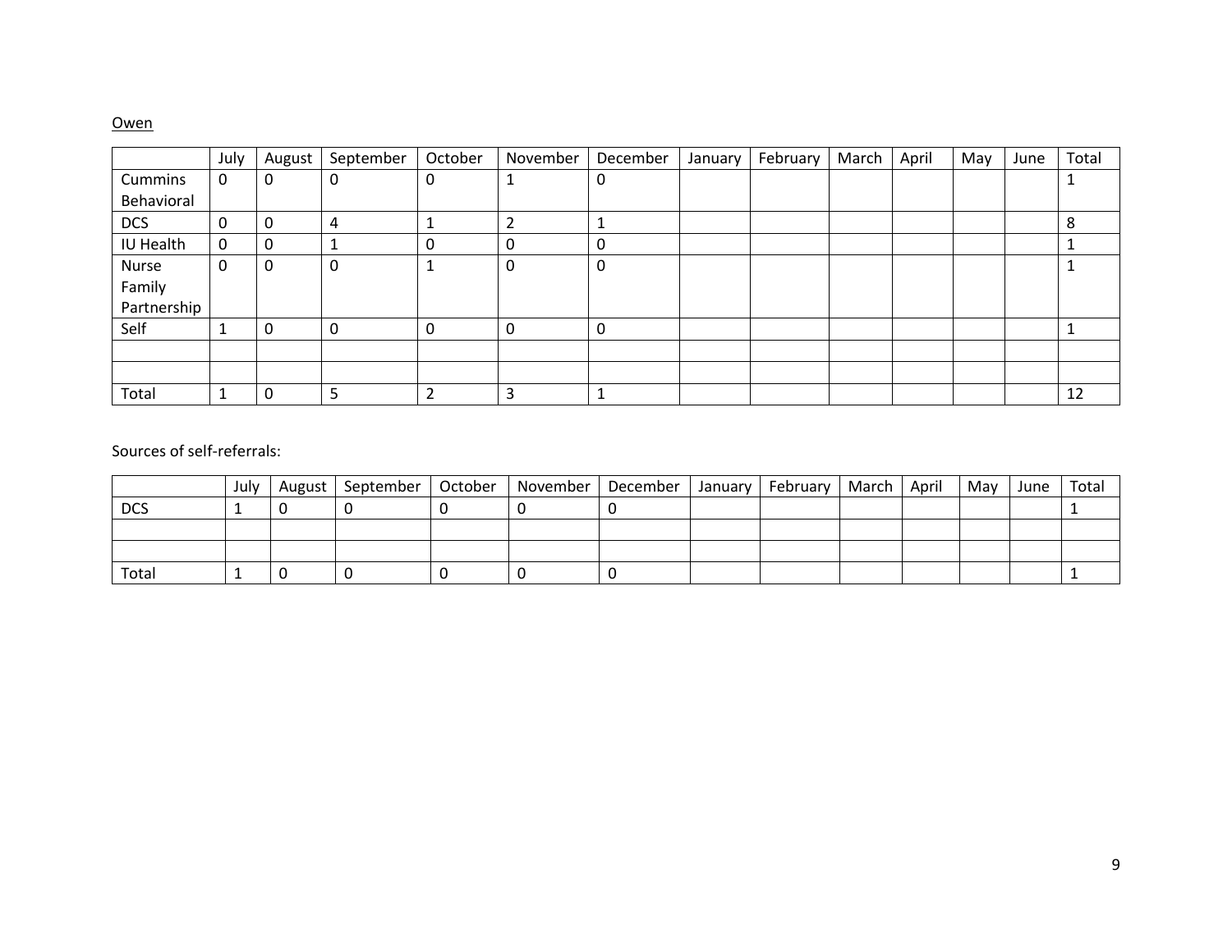Owen

| | July | August | September | October | November | December | January | February | March | April | May | June | Total |
|---|---|---|---|---|---|---|---|---|---|---|---|---|---|
| Cummins Behavioral | 0 | 0 | 0 | 0 | 1 | 0 | | | | | | | 1 |
| DCS | 0 | 0 | 4 | 1 | 2 | 1 | | | | | | | 8 |
| IU Health | 0 | 0 | 1 | 0 | 0 | 0 | | | | | | | 1 |
| Nurse Family Partnership | 0 | 0 | 0 | 1 | 0 | 0 | | | | | | | 1 |
| Self | 1 | 0 | 0 | 0 | 0 | 0 | | | | | | | 1 |
| | | | | | | | | | | | | | |
| | | | | | | | | | | | | | |
| Total | 1 | 0 | 5 | 2 | 3 | 1 | | | | | | | 12 |

Sources of self-referrals:

| | July | August | September | October | November | December | January | February | March | April | May | June | Total |
|---|---|---|---|---|---|---|---|---|---|---|---|---|---|
| DCS | 1 | 0 | 0 | 0 | 0 | 0 | | | | | | | 1 |
| | | | | | | | | | | | | | |
| | | | | | | | | | | | | | |
| Total | 1 | 0 | 0 | 0 | 0 | 0 | | | | | | | 1 |